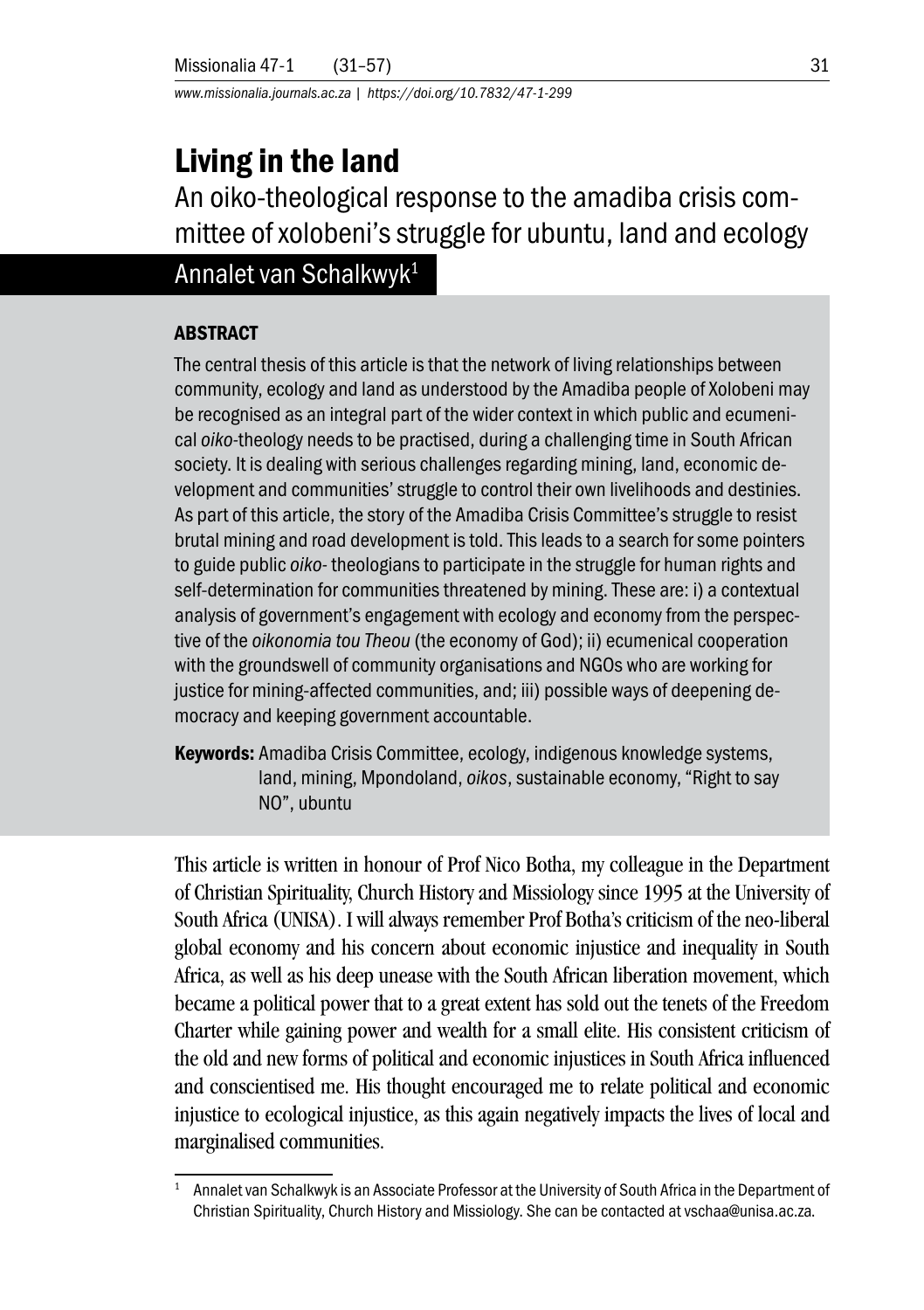# Living in the land

## An oiko-theological response to the amadiba crisis committee of xolobeni's struggle for ubuntu, land and ecology

Annalet van Schalkwyk[1]

### ABSTRACT

The central thesis of this article is that the network of living relationships between community, ecology and land as understood by the Amadiba people of Xolobeni may be recognised as an integral part of the wider context in which public and ecumenical *oiko*-theology needs to be practised, during a challenging time in South African society. It is dealing with serious challenges regarding mining, land, economic development and communities' struggle to control their own livelihoods and destinies. As part of this article, the story of the Amadiba Crisis Committee's struggle to resist brutal mining and road development is told. This leads to a search for some pointers to guide public *oiko*- theologians to participate in the struggle for human rights and self-determination for communities threatened by mining. These are: i) a contextual analysis of government's engagement with ecology and economy from the perspective of the *oikonomia tou Theou* (the economy of God); ii) ecumenical cooperation with the groundswell of community organisations and NGOs who are working for justice for mining-affected communities, and; iii) possible ways of deepening democracy and keeping government accountable.

**Keywords:** Amadiba Crisis Committee, ecology, indigenous knowledge systems, land, mining, Mpondoland, *oikos*, sustainable economy, "Right to say NO", ubuntu

This article is written in honour of Prof Nico Botha, my colleague in the Department of Christian Spirituality, Church History and Missiology since 1995 at the University of South Africa (UNISA). I will always remember Prof Botha's criticism of the neo-liberal global economy and his concern about economic injustice and inequality in South Africa, as well as his deep unease with the South African liberation movement, which became a political power that to a great extent has sold out the tenets of the Freedom Charter while gaining power and wealth for a small elite. His consistent criticism of the old and new forms of political and economic injustices in South Africa influenced and conscientised me. His thought encouraged me to relate political and economic injustice to ecological injustice, as this again negatively impacts the lives of local and marginalised communities.

[1] Annalet van Schalkwyk is an Associate Professor at the University of South Africa in the Department of Christian Spirituality, Church History and Missiology. She can be contacted at vschaa@unisa.ac.za.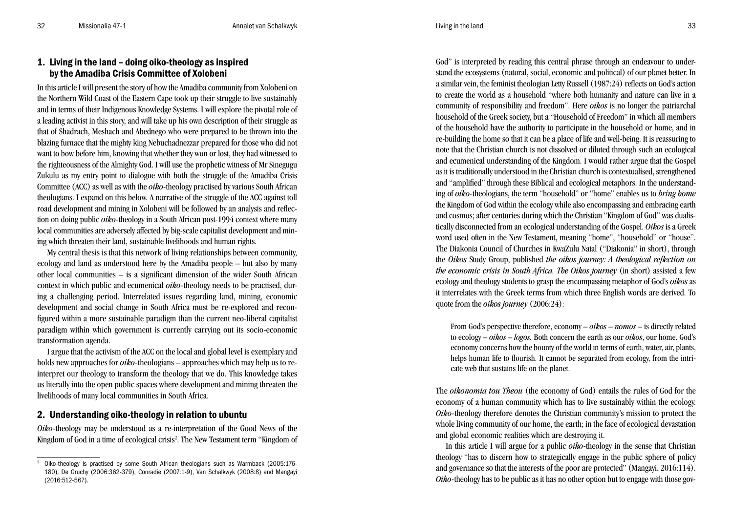## 1. Living in the land – doing oiko-theology as inspired by the Amadiba Crisis Committee of Xolobeni

In this article I will present the story of how the Amadiba community from Xolobeni on the Northern Wild Coast of the Eastern Cape took up their struggle to live sustainably and in terms of their Indigenous Knowledge Systems. I will explore the pivotal role of a leading activist in this story, and will take up his own description of their struggle as that of Shadrach, Meshach and Abednego who were prepared to be thrown into the blazing furnace that the mighty king Nebuchadnezzar prepared for those who did not want to bow before him, knowing that whether they won or lost, they had witnessed to the righteousness of the Almighty God. I will use the prophetic witness of Mr Sinegugu Zukulu as my entry point to dialogue with both the struggle of the Amadiba Crisis Committee (ACC) as well as with the *oiko*-theology practised by various South African theologians. I expand on this below. A narrative of the struggle of the ACC against toll road development and mining in Xolobeni will be followed by an analysis and reflection on doing public *oiko*-theology in a South African post-1994 context where many local communities are adversely affected by big-scale capitalist development and mining which threaten their land, sustainable livelihoods and human rights.

My central thesis is that this network of living relationships between community, ecology and land as understood here by the Amadiba people – but also by many other local communities – is a significant dimension of the wider South African context in which public and ecumenical *oiko*-theology needs to be practised, during a challenging period. Interrelated issues regarding land, mining, economic development and social change in South Africa must be re-explored and reconfigured within a more sustainable paradigm than the current neo-liberal capitalist paradigm within which government is currently carrying out its socio-economic transformation agenda.

I argue that the activism of the ACC on the local and global level is exemplary and holds new approaches for *oiko*-theologians – approaches which may help us to re-interpret our theology to transform the theology that we do. This knowledge takes us literally into the open public spaces where development and mining threaten the livelihoods of many local communities in South Africa.

## 2. Understanding oiko-theology in relation to ubuntu

*Oiko*-theology may be understood as a re-interpretation of the Good News of the Kingdom of God in a time of ecological crisis[2]. The New Testament term "Kingdom of God" is interpreted by reading this central phrase through an endeavour to understand the ecosystems (natural, social, economic and political) of our planet better. In a similar vein, the feminist theologian Letty Russell (1987:24) reflects on God's action to create the world as a household "where both humanity and nature can live in a community of responsibility and freedom". Here *oikos* is no longer the patriarchal household of the Greek society, but a "Household of Freedom" in which all members of the household have the authority to participate in the household or home, and in re-building the home so that it can be a place of life and well-being. It is reassuring to note that the Christian church is not dissolved or diluted through such an ecological and ecumenical understanding of the Kingdom. I would rather argue that the Gospel as it is traditionally understood in the Christian church is contextualised, strengthened and "amplified" through these Biblical and ecological metaphors. In the understanding of *oiko*-theologians, the term "household" or "home" enables us to *bring home* the Kingdom of God within the ecology while also encompassing and embracing earth and cosmos; after centuries during which the Christian "Kingdom of God" was dualistically disconnected from an ecological understanding of the Gospel. *Oikos* is a Greek word used often in the New Testament, meaning "home", "household" or "house". The Diakonia Council of Churches in KwaZulu Natal ("Diakonia" in short), through the *Oikos* Study Group, published *the oikos journey: A theological reflection on the economic crisis in South Africa. The Oikos journey* (in short) assisted a few ecology and theology students to grasp the encompassing metaphor of God's *oikos* as it interrelates with the Greek terms from which three English words are derived. To quote from the *oikos journey* (2006:24):

> From God's perspective therefore, economy – *oikos* – *nomos* – is directly related to ecology – *oikos* – *logos.* Both concern the earth as our *oikos*, our home. God's economy concerns how the bounty of the world in terms of earth, water, air, plants, helps human life to flourish. It cannot be separated from ecology, from the intricate web that sustains life on the planet.

The *oikonomia tou Theou* (the economy of God) entails the rules of God for the economy of a human community which has to live sustainably within the ecology. *Oiko*-theology therefore denotes the Christian community's mission to protect the whole living community of our home, the earth; in the face of ecological devastation and global economic realities which are destroying it.

In this article I will argue for a public *oiko*-theology in the sense that Christian theology "has to discern how to strategically engage in the public sphere of policy and governance so that the interests of the poor are protected" (Mangayi, 2016:114). *Oiko*-theology has to be public as it has no other option but to engage with those gov-

[2] Oiko-theology is practised by some South African theologians such as Warmback (2005:176-180), De Gruchy (2006:362-379), Conradie (2007:1-9), Van Schalkwyk (2008:8) and Mangayi (2016:512-567).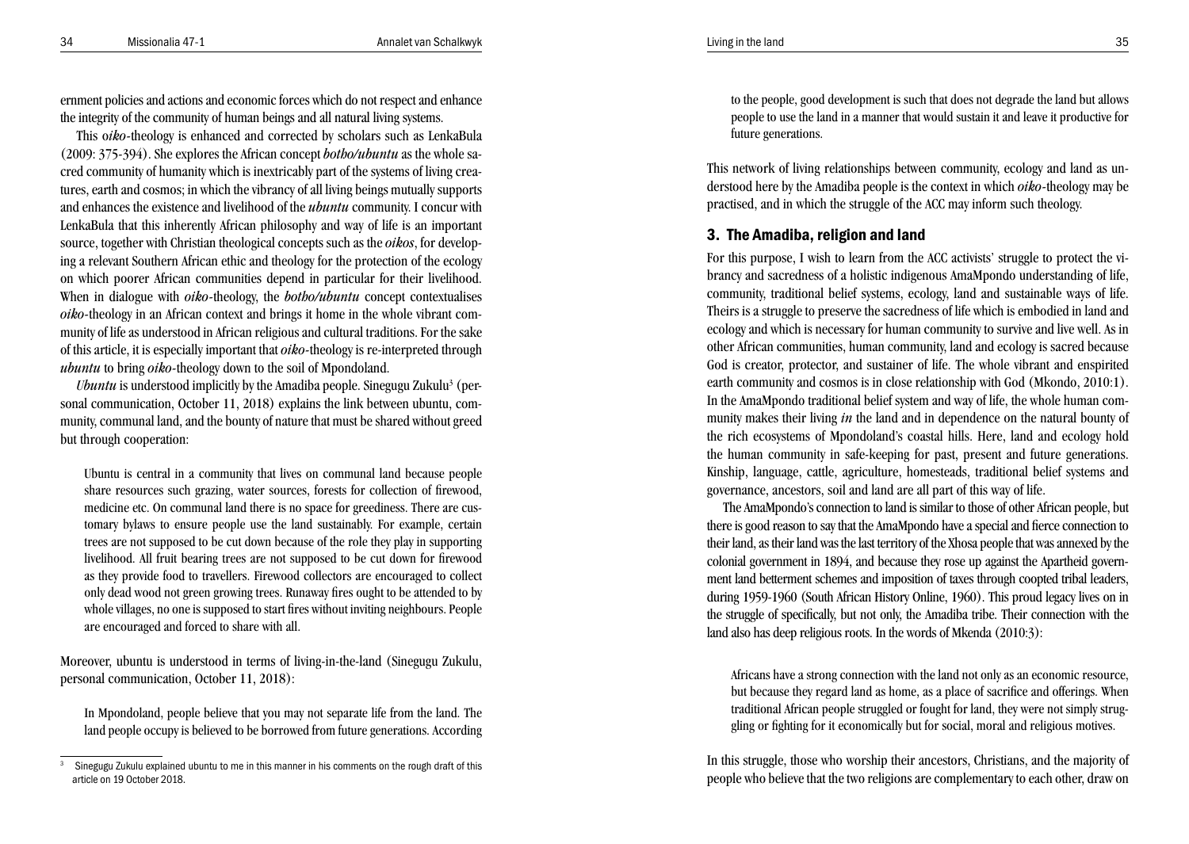ernment policies and actions and economic forces which do not respect and enhance the integrity of the community of human beings and all natural living systems.

This o*iko*-theology is enhanced and corrected by scholars such as LenkaBula (2009: 375-394). She explores the African concept *botho/ubuntu* as the whole sacred community of humanity which is inextricably part of the systems of living creatures, earth and cosmos; in which the vibrancy of all living beings mutually supports and enhances the existence and livelihood of the *ubuntu* community. I concur with LenkaBula that this inherently African philosophy and way of life is an important source, together with Christian theological concepts such as the *oikos*, for developing a relevant Southern African ethic and theology for the protection of the ecology on which poorer African communities depend in particular for their livelihood. When in dialogue with *oiko*-theology, the *botho/ubuntu* concept contextualises *oiko*-theology in an African context and brings it home in the whole vibrant community of life as understood in African religious and cultural traditions. For the sake of this article, it is especially important that *oiko*-theology is re-interpreted through *ubuntu* to bring *oiko*-theology down to the soil of Mpondoland.

*Ubuntu* is understood implicitly by the Amadiba people. Sinegugu Zukulu[3] (personal communication, October 11, 2018) explains the link between ubuntu, community, communal land, and the bounty of nature that must be shared without greed but through cooperation:

> Ubuntu is central in a community that lives on communal land because people share resources such grazing, water sources, forests for collection of firewood, medicine etc. On communal land there is no space for greediness. There are customary bylaws to ensure people use the land sustainably. For example, certain trees are not supposed to be cut down because of the role they play in supporting livelihood. All fruit bearing trees are not supposed to be cut down for firewood as they provide food to travellers. Firewood collectors are encouraged to collect only dead wood not green growing trees. Runaway fires ought to be attended to by whole villages, no one is supposed to start fires without inviting neighbours. People are encouraged and forced to share with all.

Moreover, ubuntu is understood in terms of living-in-the-land (Sinegugu Zukulu, personal communication, October 11, 2018):

> In Mpondoland, people believe that you may not separate life from the land. The land people occupy is believed to be borrowed from future generations. According to the people, good development is such that does not degrade the land but allows people to use the land in a manner that would sustain it and leave it productive for future generations.

This network of living relationships between community, ecology and land as understood here by the Amadiba people is the context in which *oiko*-theology may be practised, and in which the struggle of the ACC may inform such theology.

## 3. The Amadiba, religion and land

For this purpose, I wish to learn from the ACC activists' struggle to protect the vibrancy and sacredness of a holistic indigenous AmaMpondo understanding of life, community, traditional belief systems, ecology, land and sustainable ways of life. Theirs is a struggle to preserve the sacredness of life which is embodied in land and ecology and which is necessary for human community to survive and live well. As in other African communities, human community, land and ecology is sacred because God is creator, protector, and sustainer of life. The whole vibrant and enspirited earth community and cosmos is in close relationship with God (Mkondo, 2010:1). In the AmaMpondo traditional belief system and way of life, the whole human community makes their living *in* the land and in dependence on the natural bounty of the rich ecosystems of Mpondoland's coastal hills. Here, land and ecology hold the human community in safe-keeping for past, present and future generations. Kinship, language, cattle, agriculture, homesteads, traditional belief systems and governance, ancestors, soil and land are all part of this way of life.

The AmaMpondo's connection to land is similar to those of other African people, but there is good reason to say that the AmaMpondo have a special and fierce connection to their land, as their land was the last territory of the Xhosa people that was annexed by the colonial government in 1894, and because they rose up against the Apartheid government land betterment schemes and imposition of taxes through coopted tribal leaders, during 1959-1960 (South African History Online, 1960). This proud legacy lives on in the struggle of specifically, but not only, the Amadiba tribe. Their connection with the land also has deep religious roots. In the words of Mkenda (2010:3):

> Africans have a strong connection with the land not only as an economic resource, but because they regard land as home, as a place of sacrifice and offerings. When traditional African people struggled or fought for land, they were not simply struggling or fighting for it economically but for social, moral and religious motives.

In this struggle, those who worship their ancestors, Christians, and the majority of people who believe that the two religions are complementary to each other, draw on

---

[3] Sinegugu Zukulu explained ubuntu to me in this manner in his comments on the rough draft of this article on 19 October 2018.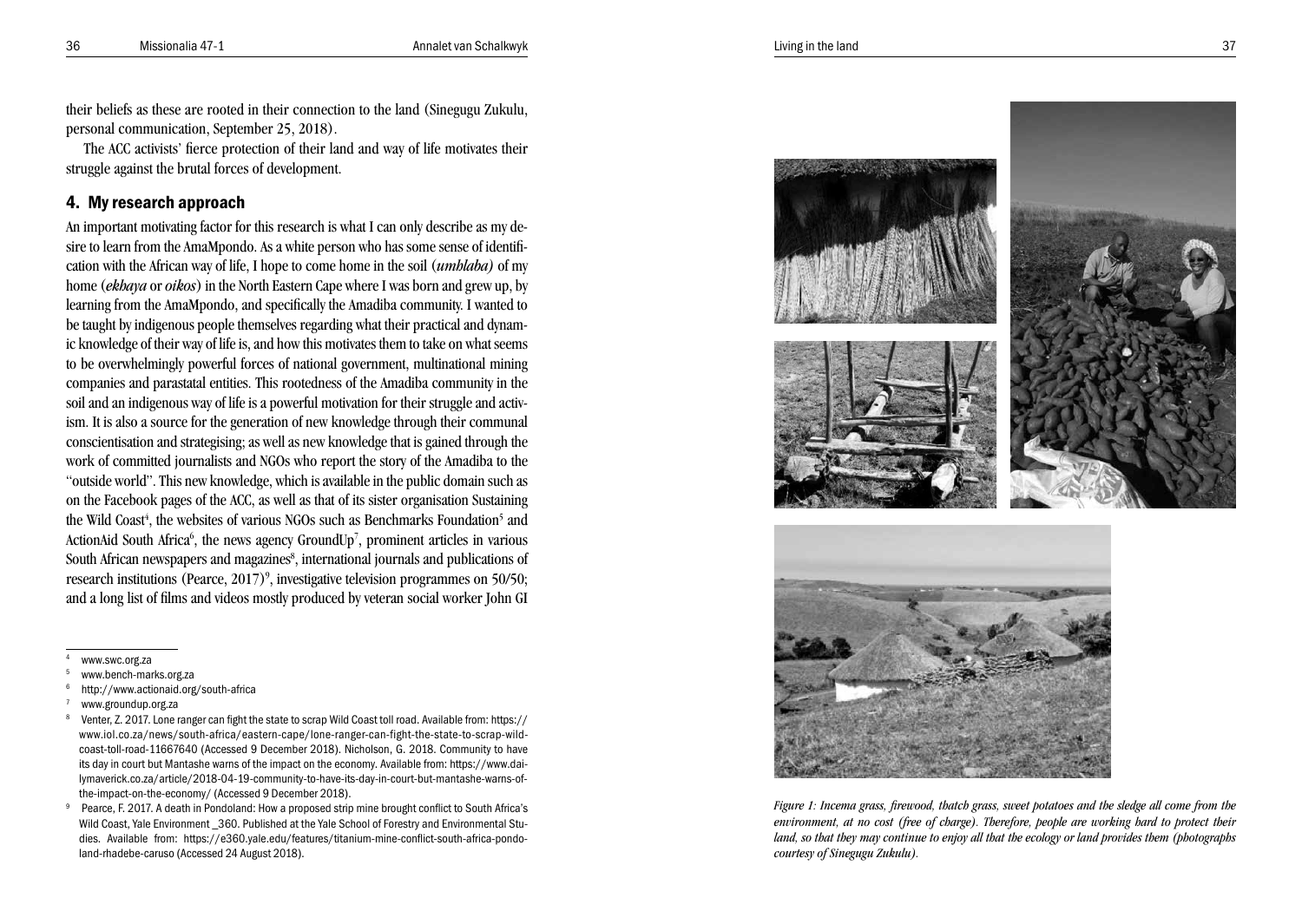their beliefs as these are rooted in their connection to the land (Sinegugu Zukulu, personal communication, September 25, 2018).

The ACC activists' fierce protection of their land and way of life motivates their struggle against the brutal forces of development.

## 4. My research approach

An important motivating factor for this research is what I can only describe as my desire to learn from the AmaMpondo. As a white person who has some sense of identification with the African way of life, I hope to come home in the soil (*umhlaba)* of my home (*ekhaya* or *oikos*) in the North Eastern Cape where I was born and grew up, by learning from the AmaMpondo, and specifically the Amadiba community. I wanted to be taught by indigenous people themselves regarding what their practical and dynamic knowledge of their way of life is, and how this motivates them to take on what seems to be overwhelmingly powerful forces of national government, multinational mining companies and parastatal entities. This rootedness of the Amadiba community in the soil and an indigenous way of life is a powerful motivation for their struggle and activism. It is also a source for the generation of new knowledge through their communal conscientisation and strategising; as well as new knowledge that is gained through the work of committed journalists and NGOs who report the story of the Amadiba to the "outside world". This new knowledge, which is available in the public domain such as on the Facebook pages of the ACC, as well as that of its sister organisation Sustaining the Wild Coast[4], the websites of various NGOs such as Benchmarks Foundation[5] and ActionAid South Africa[6], the news agency GroundUp[7], prominent articles in various South African newspapers and magazines[8], international journals and publications of research institutions (Pearce, 2017)[9], investigative television programmes on 50/50; and a long list of films and videos mostly produced by veteran social worker John GI

[4] www.swc.org.za

[5] www.bench-marks.org.za

[6] http://www.actionaid.org/south-africa

[7] www.groundup.org.za

[8] Venter, Z. 2017. Lone ranger can fight the state to scrap Wild Coast toll road. Available from: https://www.iol.co.za/news/south-africa/eastern-cape/lone-ranger-can-fight-the-state-to-scrap-wild-coast-toll-road-11667640 (Accessed 9 December 2018). Nicholson, G. 2018. Community to have its day in court but Mantashe warns of the impact on the economy. Available from: https://www.dailymaverick.co.za/article/2018-04-19-community-to-have-its-day-in-court-but-mantashe-warns-of-the-impact-on-the-economy/ (Accessed 9 December 2018).

[9] Pearce, F. 2017. A death in Pondoland: How a proposed strip mine brought conflict to South Africa's Wild Coast, Yale Environment _360. Published at the Yale School of Forestry and Environmental Studies. Available from: https://e360.yale.edu/features/titanium-mine-conflict-south-africa-pondoland-rhadebe-caruso (Accessed 24 August 2018).

*Figure 1: Incema grass, firewood, thatch grass, sweet potatoes and the sledge all come from the environment, at no cost (free of charge). Therefore, people are working hard to protect their land, so that they may continue to enjoy all that the ecology or land provides them (photographs courtesy of Sinegugu Zukulu).*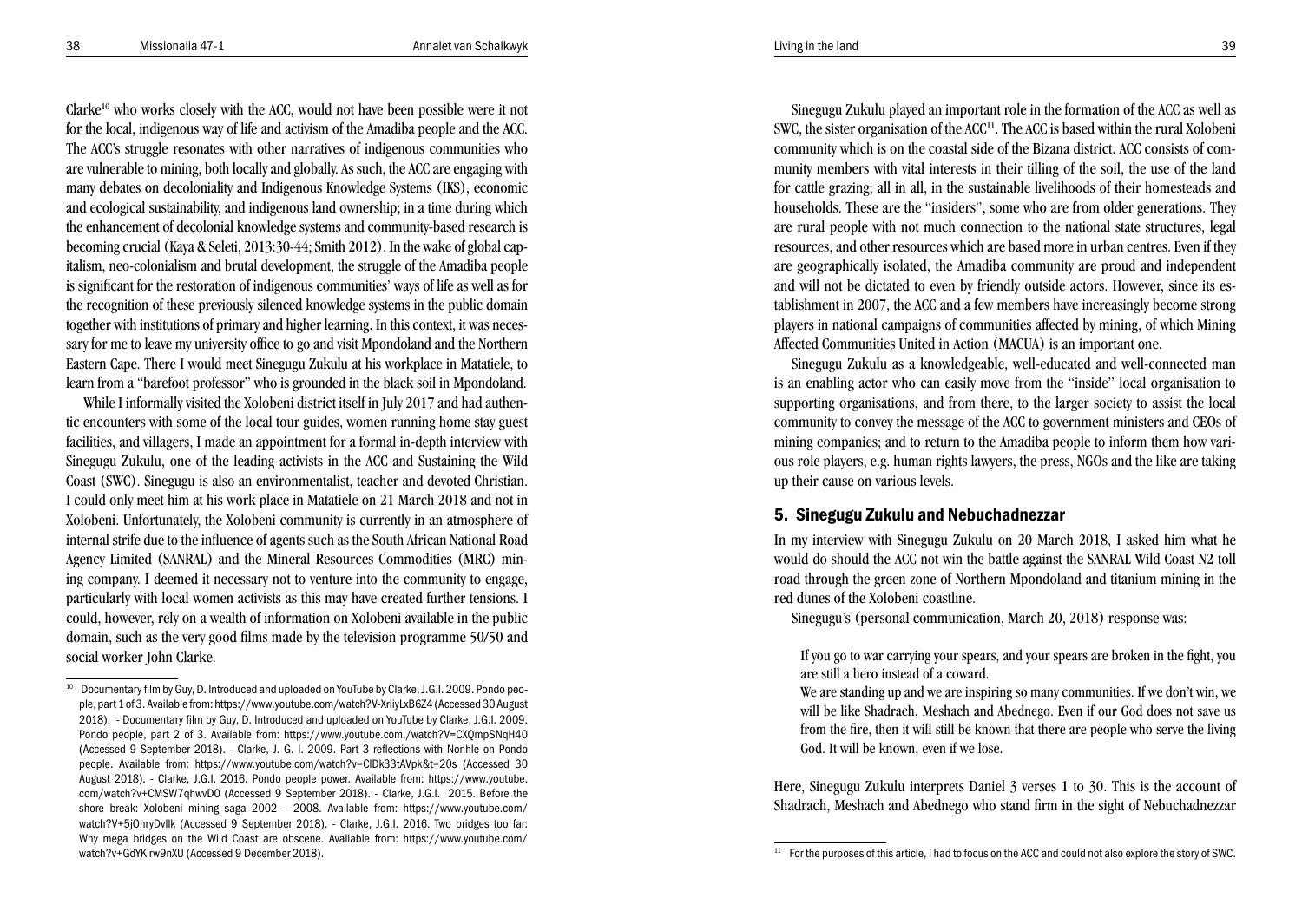Clarke[10] who works closely with the ACC, would not have been possible were it not for the local, indigenous way of life and activism of the Amadiba people and the ACC. The ACC's struggle resonates with other narratives of indigenous communities who are vulnerable to mining, both locally and globally. As such, the ACC are engaging with many debates on decoloniality and Indigenous Knowledge Systems (IKS), economic and ecological sustainability, and indigenous land ownership; in a time during which the enhancement of decolonial knowledge systems and community-based research is becoming crucial (Kaya & Seleti, 2013:30-44; Smith 2012). In the wake of global capitalism, neo-colonialism and brutal development, the struggle of the Amadiba people is significant for the restoration of indigenous communities' ways of life as well as for the recognition of these previously silenced knowledge systems in the public domain together with institutions of primary and higher learning. In this context, it was necessary for me to leave my university office to go and visit Mpondoland and the Northern Eastern Cape. There I would meet Sinegugu Zukulu at his workplace in Matatiele, to learn from a "barefoot professor" who is grounded in the black soil in Mpondoland.

While I informally visited the Xolobeni district itself in July 2017 and had authentic encounters with some of the local tour guides, women running home stay guest facilities, and villagers, I made an appointment for a formal in-depth interview with Sinegugu Zukulu, one of the leading activists in the ACC and Sustaining the Wild Coast (SWC). Sinegugu is also an environmentalist, teacher and devoted Christian. I could only meet him at his work place in Matatiele on 21 March 2018 and not in Xolobeni. Unfortunately, the Xolobeni community is currently in an atmosphere of internal strife due to the influence of agents such as the South African National Road Agency Limited (SANRAL) and the Mineral Resources Commodities (MRC) mining company. I deemed it necessary not to venture into the community to engage, particularly with local women activists as this may have created further tensions. I could, however, rely on a wealth of information on Xolobeni available in the public domain, such as the very good films made by the television programme 50/50 and social worker John Clarke.

Sinegugu Zukulu played an important role in the formation of the ACC as well as SWC, the sister organisation of the ACC[11]. The ACC is based within the rural Xolobeni community which is on the coastal side of the Bizana district. ACC consists of community members with vital interests in their tilling of the soil, the use of the land for cattle grazing; all in all, in the sustainable livelihoods of their homesteads and households. These are the "insiders", some who are from older generations. They are rural people with not much connection to the national state structures, legal resources, and other resources which are based more in urban centres. Even if they are geographically isolated, the Amadiba community are proud and independent and will not be dictated to even by friendly outside actors. However, since its establishment in 2007, the ACC and a few members have increasingly become strong players in national campaigns of communities affected by mining, of which Mining Affected Communities United in Action (MACUA) is an important one.

Sinegugu Zukulu as a knowledgeable, well-educated and well-connected man is an enabling actor who can easily move from the "inside" local organisation to supporting organisations, and from there, to the larger society to assist the local community to convey the message of the ACC to government ministers and CEOs of mining companies; and to return to the Amadiba people to inform them how various role players, e.g. human rights lawyers, the press, NGOs and the like are taking up their cause on various levels.

## 5. Sinegugu Zukulu and Nebuchadnezzar

In my interview with Sinegugu Zukulu on 20 March 2018, I asked him what he would do should the ACC not win the battle against the SANRAL Wild Coast N2 toll road through the green zone of Northern Mpondoland and titanium mining in the red dunes of the Xolobeni coastline.

Sinegugu's (personal communication, March 20, 2018) response was:

> If you go to war carrying your spears, and your spears are broken in the fight, you are still a hero instead of a coward.
>
> We are standing up and we are inspiring so many communities. If we don't win, we will be like Shadrach, Meshach and Abednego. Even if our God does not save us from the fire, then it will still be known that there are people who serve the living God. It will be known, even if we lose.

Here, Sinegugu Zukulu interprets Daniel 3 verses 1 to 30. This is the account of Shadrach, Meshach and Abednego who stand firm in the sight of Nebuchadnezzar

---

[10] Documentary film by Guy, D. Introduced and uploaded on YouTube by Clarke, J.G.I. 2009. Pondo people, part 1 of 3. Available from: https://www.youtube.com/watch?V-XriiyLxB6Z4 (Accessed 30 August 2018). - Documentary film by Guy, D. Introduced and uploaded on YouTube by Clarke, J.G.I. 2009. Pondo people, part 2 of 3. Available from: https://www.youtube.com./watch?V=CXQmpSNqH40 (Accessed 9 September 2018). - Clarke, J. G. I. 2009. Part 3 reflections with Nonhle on Pondo people. Available from: https://www.youtube.com/watch?v=ClDk33tAVpk&t=20s (Accessed 30 August 2018). - Clarke, J.G.I. 2016. Pondo people power. Available from: https://www.youtube.com/watch?v+CMSW7qhwvD0 (Accessed 9 September 2018). - Clarke, J.G.I. 2015. Before the shore break: Xolobeni mining saga 2002 – 2008. Available from: https://www.youtube.com/watch?V+5jOnryDvlIk (Accessed 9 September 2018). - Clarke, J.G.I. 2016. Two bridges too far: Why mega bridges on the Wild Coast are obscene. Available from: https://www.youtube.com/watch?v+GdYKlrw9nXU (Accessed 9 December 2018).

[11] For the purposes of this article, I had to focus on the ACC and could not also explore the story of SWC.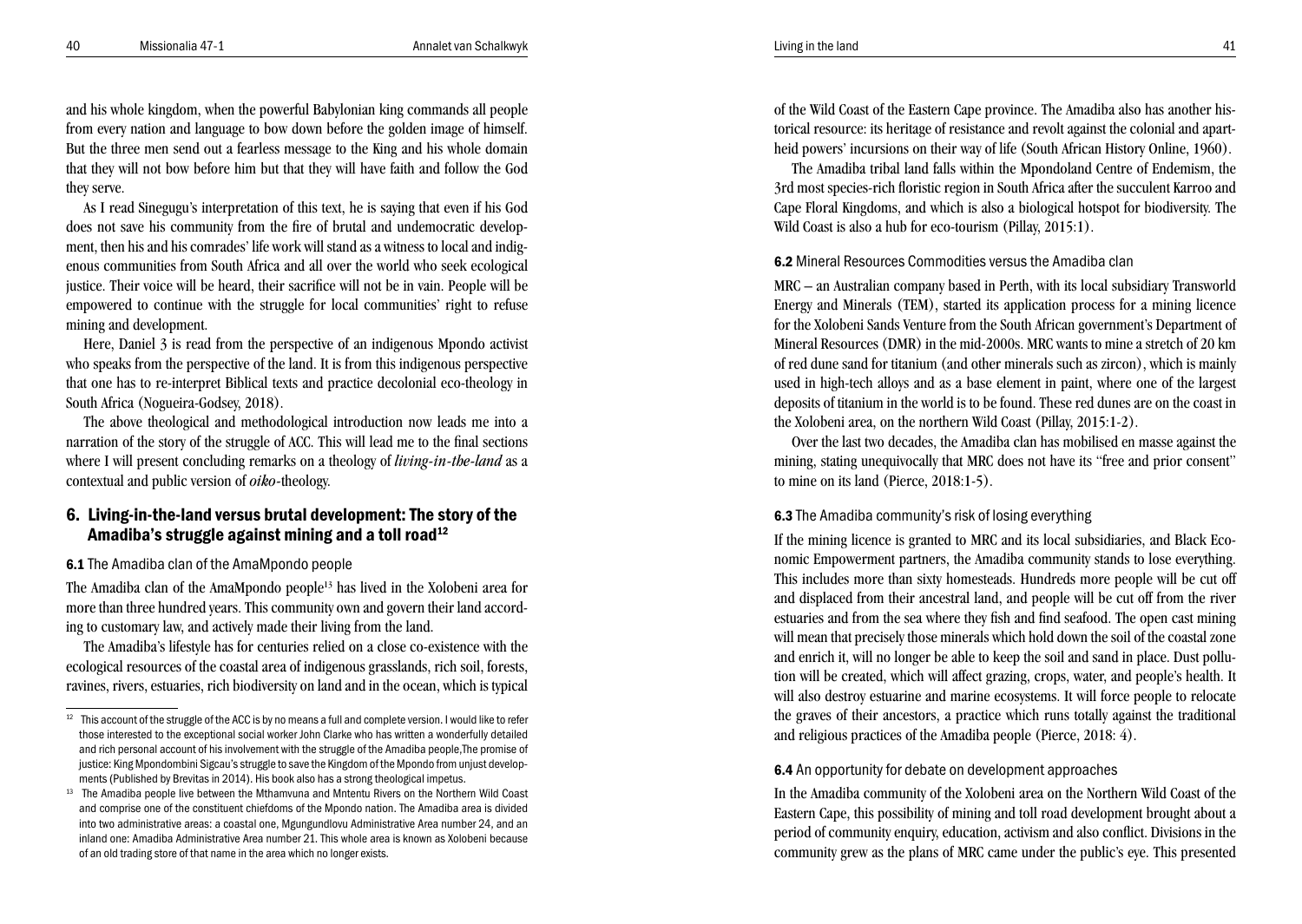and his whole kingdom, when the powerful Babylonian king commands all people from every nation and language to bow down before the golden image of himself. But the three men send out a fearless message to the King and his whole domain that they will not bow before him but that they will have faith and follow the God they serve.

As I read Sinegugu's interpretation of this text, he is saying that even if his God does not save his community from the fire of brutal and undemocratic development, then his and his comrades' life work will stand as a witness to local and indigenous communities from South Africa and all over the world who seek ecological justice. Their voice will be heard, their sacrifice will not be in vain. People will be empowered to continue with the struggle for local communities' right to refuse mining and development.

Here, Daniel 3 is read from the perspective of an indigenous Mpondo activist who speaks from the perspective of the land. It is from this indigenous perspective that one has to re-interpret Biblical texts and practice decolonial eco-theology in South Africa (Nogueira-Godsey, 2018).

The above theological and methodological introduction now leads me into a narration of the story of the struggle of ACC. This will lead me to the final sections where I will present concluding remarks on a theology of *living-in-the-land* as a contextual and public version of *oiko*-theology.

## 6. Living-in-the-land versus brutal development: The story of the Amadiba's struggle against mining and a toll road[12]

### 6.1 The Amadiba clan of the AmaMpondo people

The Amadiba clan of the AmaMpondo people[13] has lived in the Xolobeni area for more than three hundred years. This community own and govern their land according to customary law, and actively made their living from the land.

The Amadiba's lifestyle has for centuries relied on a close co-existence with the ecological resources of the coastal area of indigenous grasslands, rich soil, forests, ravines, rivers, estuaries, rich biodiversity on land and in the ocean, which is typical of the Wild Coast of the Eastern Cape province. The Amadiba also has another historical resource: its heritage of resistance and revolt against the colonial and apartheid powers' incursions on their way of life (South African History Online, 1960).

The Amadiba tribal land falls within the Mpondoland Centre of Endemism, the 3rd most species-rich floristic region in South Africa after the succulent Karroo and Cape Floral Kingdoms, and which is also a biological hotspot for biodiversity. The Wild Coast is also a hub for eco-tourism (Pillay, 2015:1).

### 6.2 Mineral Resources Commodities versus the Amadiba clan

MRC – an Australian company based in Perth, with its local subsidiary Transworld Energy and Minerals (TEM), started its application process for a mining licence for the Xolobeni Sands Venture from the South African government's Department of Mineral Resources (DMR) in the mid-2000s. MRC wants to mine a stretch of 20 km of red dune sand for titanium (and other minerals such as zircon), which is mainly used in high-tech alloys and as a base element in paint, where one of the largest deposits of titanium in the world is to be found. These red dunes are on the coast in the Xolobeni area, on the northern Wild Coast (Pillay, 2015:1-2).

Over the last two decades, the Amadiba clan has mobilised en masse against the mining, stating unequivocally that MRC does not have its "free and prior consent" to mine on its land (Pierce, 2018:1-5).

### 6.3 The Amadiba community's risk of losing everything

If the mining licence is granted to MRC and its local subsidiaries, and Black Economic Empowerment partners, the Amadiba community stands to lose everything. This includes more than sixty homesteads. Hundreds more people will be cut off and displaced from their ancestral land, and people will be cut off from the river estuaries and from the sea where they fish and find seafood. The open cast mining will mean that precisely those minerals which hold down the soil of the coastal zone and enrich it, will no longer be able to keep the soil and sand in place. Dust pollution will be created, which will affect grazing, crops, water, and people's health. It will also destroy estuarine and marine ecosystems. It will force people to relocate the graves of their ancestors, a practice which runs totally against the traditional and religious practices of the Amadiba people (Pierce, 2018: 4).

### 6.4 An opportunity for debate on development approaches

In the Amadiba community of the Xolobeni area on the Northern Wild Coast of the Eastern Cape, this possibility of mining and toll road development brought about a period of community enquiry, education, activism and also conflict. Divisions in the community grew as the plans of MRC came under the public's eye. This presented

---

[12] This account of the struggle of the ACC is by no means a full and complete version. I would like to refer those interested to the exceptional social worker John Clarke who has written a wonderfully detailed and rich personal account of his involvement with the struggle of the Amadiba people,The promise of justice: King Mpondombini Sigcau's struggle to save the Kingdom of the Mpondo from unjust developments (Published by Brevitas in 2014). His book also has a strong theological impetus.

[13] The Amadiba people live between the Mthamvuna and Mntentu Rivers on the Northern Wild Coast and comprise one of the constituent chiefdoms of the Mpondo nation. The Amadiba area is divided into two administrative areas: a coastal one, Mgungundlovu Administrative Area number 24, and an inland one: Amadiba Administrative Area number 21. This whole area is known as Xolobeni because of an old trading store of that name in the area which no longer exists.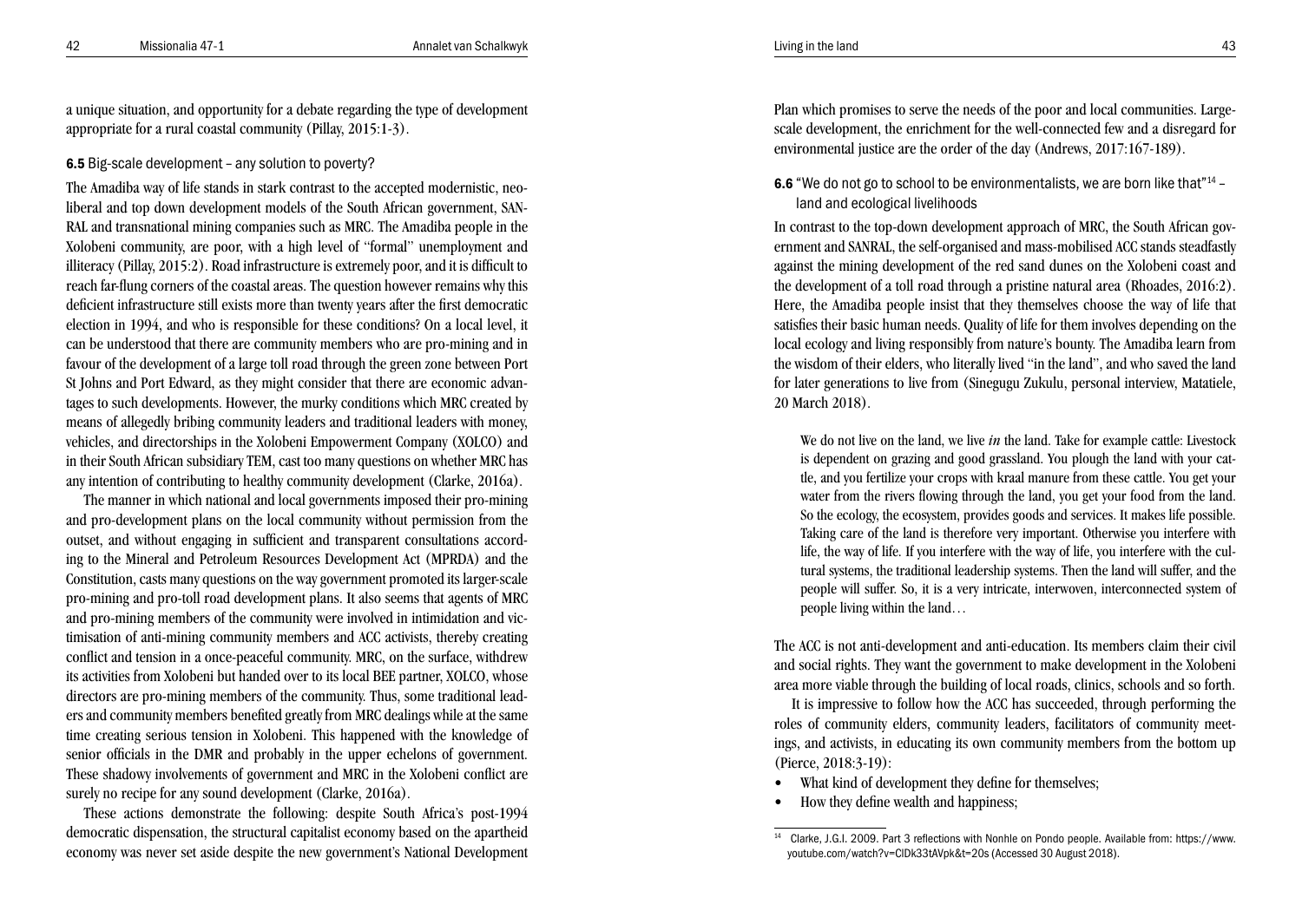a unique situation, and opportunity for a debate regarding the type of development appropriate for a rural coastal community (Pillay, 2015:1-3).

### 6.5 Big-scale development – any solution to poverty?

The Amadiba way of life stands in stark contrast to the accepted modernistic, neoliberal and top down development models of the South African government, SANRAL and transnational mining companies such as MRC. The Amadiba people in the Xolobeni community, are poor, with a high level of "formal" unemployment and illiteracy (Pillay, 2015:2). Road infrastructure is extremely poor, and it is difficult to reach far-flung corners of the coastal areas. The question however remains why this deficient infrastructure still exists more than twenty years after the first democratic election in 1994, and who is responsible for these conditions? On a local level, it can be understood that there are community members who are pro-mining and in favour of the development of a large toll road through the green zone between Port St Johns and Port Edward, as they might consider that there are economic advantages to such developments. However, the murky conditions which MRC created by means of allegedly bribing community leaders and traditional leaders with money, vehicles, and directorships in the Xolobeni Empowerment Company (XOLCO) and in their South African subsidiary TEM, cast too many questions on whether MRC has any intention of contributing to healthy community development (Clarke, 2016a).

The manner in which national and local governments imposed their pro-mining and pro-development plans on the local community without permission from the outset, and without engaging in sufficient and transparent consultations according to the Mineral and Petroleum Resources Development Act (MPRDA) and the Constitution, casts many questions on the way government promoted its larger-scale pro-mining and pro-toll road development plans. It also seems that agents of MRC and pro-mining members of the community were involved in intimidation and victimisation of anti-mining community members and ACC activists, thereby creating conflict and tension in a once-peaceful community. MRC, on the surface, withdrew its activities from Xolobeni but handed over to its local BEE partner, XOLCO, whose directors are pro-mining members of the community. Thus, some traditional leaders and community members benefited greatly from MRC dealings while at the same time creating serious tension in Xolobeni. This happened with the knowledge of senior officials in the DMR and probably in the upper echelons of government. These shadowy involvements of government and MRC in the Xolobeni conflict are surely no recipe for any sound development (Clarke, 2016a).

These actions demonstrate the following: despite South Africa's post-1994 democratic dispensation, the structural capitalist economy based on the apartheid economy was never set aside despite the new government's National Development Plan which promises to serve the needs of the poor and local communities. Large-scale development, the enrichment for the well-connected few and a disregard for environmental justice are the order of the day (Andrews, 2017:167-189).

### 6.6 "We do not go to school to be environmentalists, we are born like that"[14] – land and ecological livelihoods

In contrast to the top-down development approach of MRC, the South African government and SANRAL, the self-organised and mass-mobilised ACC stands steadfastly against the mining development of the red sand dunes on the Xolobeni coast and the development of a toll road through a pristine natural area (Rhoades, 2016:2). Here, the Amadiba people insist that they themselves choose the way of life that satisfies their basic human needs. Quality of life for them involves depending on the local ecology and living responsibly from nature's bounty. The Amadiba learn from the wisdom of their elders, who literally lived "in the land", and who saved the land for later generations to live from (Sinegugu Zukulu, personal interview, Matatiele, 20 March 2018).

> We do not live on the land, we live *in* the land. Take for example cattle: Livestock is dependent on grazing and good grassland. You plough the land with your cattle, and you fertilize your crops with kraal manure from these cattle. You get your water from the rivers flowing through the land, you get your food from the land. So the ecology, the ecosystem, provides goods and services. It makes life possible. Taking care of the land is therefore very important. Otherwise you interfere with life, the way of life. If you interfere with the way of life, you interfere with the cultural systems, the traditional leadership systems. Then the land will suffer, and the people will suffer. So, it is a very intricate, interwoven, interconnected system of people living within the land…

The ACC is not anti-development and anti-education. Its members claim their civil and social rights. They want the government to make development in the Xolobeni area more viable through the building of local roads, clinics, schools and so forth.

It is impressive to follow how the ACC has succeeded, through performing the roles of community elders, community leaders, facilitators of community meetings, and activists, in educating its own community members from the bottom up (Pierce, 2018:3-19):

- What kind of development they define for themselves;
- How they define wealth and happiness;

[14] Clarke, J.G.I. 2009. Part 3 reflections with Nonhle on Pondo people. Available from: https://www.youtube.com/watch?v=ClDk33tAVpk&t=20s (Accessed 30 August 2018).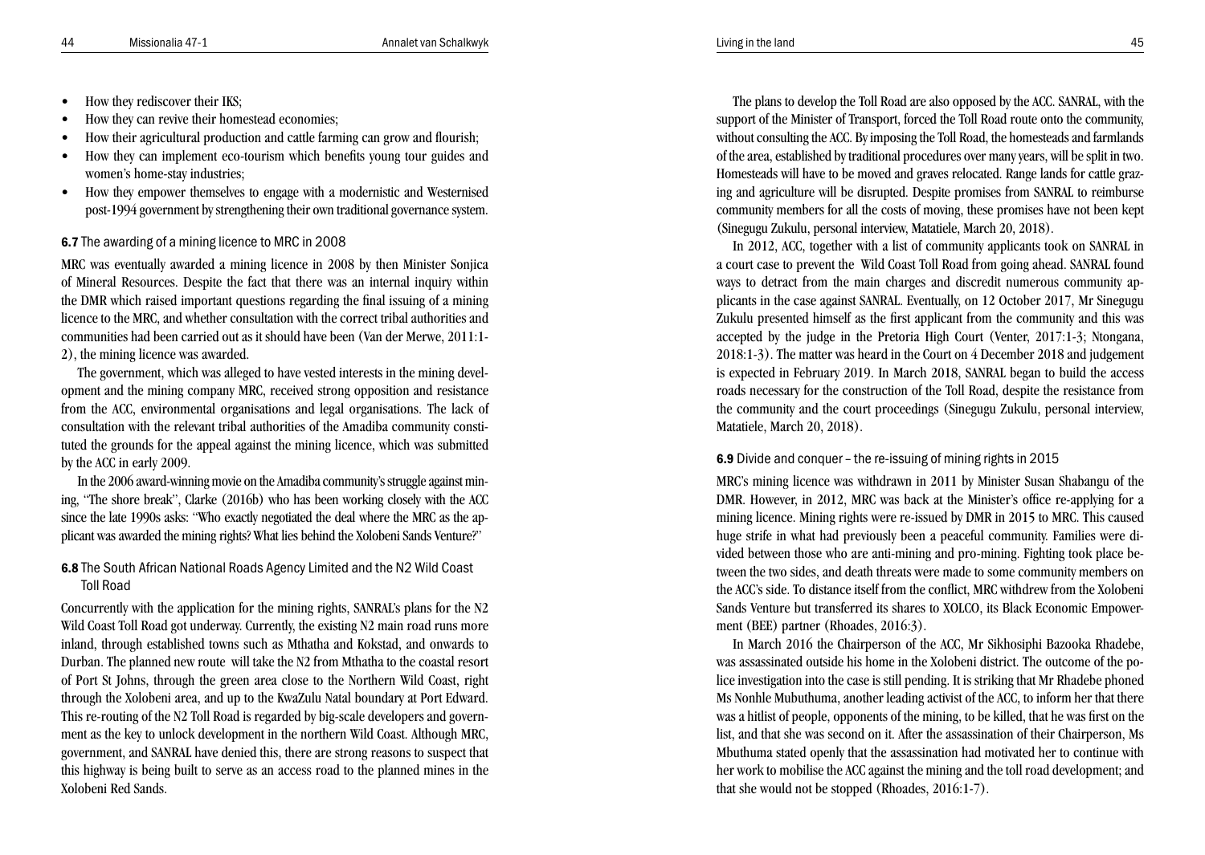- How they rediscover their IKS;
- How they can revive their homestead economies;
- How their agricultural production and cattle farming can grow and flourish;
- How they can implement eco-tourism which benefits young tour guides and women's home-stay industries;
- How they empower themselves to engage with a modernistic and Westernised post-1994 government by strengthening their own traditional governance system.

### 6.7 The awarding of a mining licence to MRC in 2008

MRC was eventually awarded a mining licence in 2008 by then Minister Sonjica of Mineral Resources. Despite the fact that there was an internal inquiry within the DMR which raised important questions regarding the final issuing of a mining licence to the MRC, and whether consultation with the correct tribal authorities and communities had been carried out as it should have been (Van der Merwe, 2011:1-2), the mining licence was awarded.

The government, which was alleged to have vested interests in the mining development and the mining company MRC, received strong opposition and resistance from the ACC, environmental organisations and legal organisations. The lack of consultation with the relevant tribal authorities of the Amadiba community constituted the grounds for the appeal against the mining licence, which was submitted by the ACC in early 2009.

In the 2006 award-winning movie on the Amadiba community's struggle against mining, "The shore break", Clarke (2016b) who has been working closely with the ACC since the late 1990s asks: "Who exactly negotiated the deal where the MRC as the applicant was awarded the mining rights? What lies behind the Xolobeni Sands Venture?"

### 6.8 The South African National Roads Agency Limited and the N2 Wild Coast Toll Road

Concurrently with the application for the mining rights, SANRAL's plans for the N2 Wild Coast Toll Road got underway. Currently, the existing N2 main road runs more inland, through established towns such as Mthatha and Kokstad, and onwards to Durban. The planned new route will take the N2 from Mthatha to the coastal resort of Port St Johns, through the green area close to the Northern Wild Coast, right through the Xolobeni area, and up to the KwaZulu Natal boundary at Port Edward. This re-routing of the N2 Toll Road is regarded by big-scale developers and government as the key to unlock development in the northern Wild Coast. Although MRC, government, and SANRAL have denied this, there are strong reasons to suspect that this highway is being built to serve as an access road to the planned mines in the Xolobeni Red Sands.

The plans to develop the Toll Road are also opposed by the ACC. SANRAL, with the support of the Minister of Transport, forced the Toll Road route onto the community, without consulting the ACC. By imposing the Toll Road, the homesteads and farmlands of the area, established by traditional procedures over many years, will be split in two. Homesteads will have to be moved and graves relocated. Range lands for cattle grazing and agriculture will be disrupted. Despite promises from SANRAL to reimburse community members for all the costs of moving, these promises have not been kept (Sinegugu Zukulu, personal interview, Matatiele, March 20, 2018).

In 2012, ACC, together with a list of community applicants took on SANRAL in a court case to prevent the Wild Coast Toll Road from going ahead. SANRAL found ways to detract from the main charges and discredit numerous community applicants in the case against SANRAL. Eventually, on 12 October 2017, Mr Sinegugu Zukulu presented himself as the first applicant from the community and this was accepted by the judge in the Pretoria High Court (Venter, 2017:1-3; Ntongana, 2018:1-3). The matter was heard in the Court on 4 December 2018 and judgement is expected in February 2019. In March 2018, SANRAL began to build the access roads necessary for the construction of the Toll Road, despite the resistance from the community and the court proceedings (Sinegugu Zukulu, personal interview, Matatiele, March 20, 2018).

### 6.9 Divide and conquer – the re-issuing of mining rights in 2015

MRC's mining licence was withdrawn in 2011 by Minister Susan Shabangu of the DMR. However, in 2012, MRC was back at the Minister's office re-applying for a mining licence. Mining rights were re-issued by DMR in 2015 to MRC. This caused huge strife in what had previously been a peaceful community. Families were divided between those who are anti-mining and pro-mining. Fighting took place between the two sides, and death threats were made to some community members on the ACC's side. To distance itself from the conflict, MRC withdrew from the Xolobeni Sands Venture but transferred its shares to XOLCO, its Black Economic Empowerment (BEE) partner (Rhoades, 2016:3).

In March 2016 the Chairperson of the ACC, Mr Sikhosiphi Bazooka Rhadebe, was assassinated outside his home in the Xolobeni district. The outcome of the police investigation into the case is still pending. It is striking that Mr Rhadebe phoned Ms Nonhle Mubuthuma, another leading activist of the ACC, to inform her that there was a hitlist of people, opponents of the mining, to be killed, that he was first on the list, and that she was second on it. After the assassination of their Chairperson, Ms Mbuthuma stated openly that the assassination had motivated her to continue with her work to mobilise the ACC against the mining and the toll road development; and that she would not be stopped (Rhoades, 2016:1-7).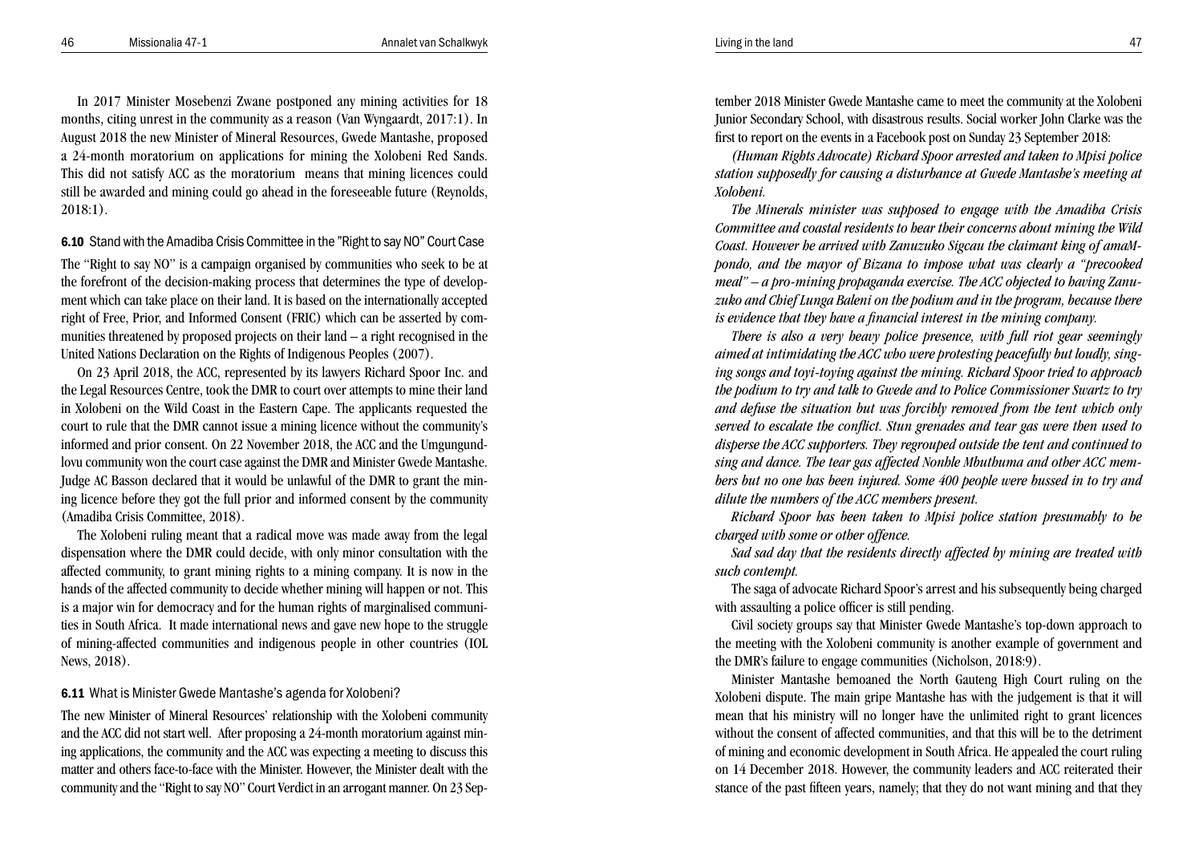In 2017 Minister Mosebenzi Zwane postponed any mining activities for 18 months, citing unrest in the community as a reason (Van Wyngaardt, 2017:1). In August 2018 the new Minister of Mineral Resources, Gwede Mantashe, proposed a 24-month moratorium on applications for mining the Xolobeni Red Sands. This did not satisfy ACC as the moratorium means that mining licences could still be awarded and mining could go ahead in the foreseeable future (Reynolds, 2018:1).

### 6.10 Stand with the Amadiba Crisis Committee in the "Right to say NO" Court Case

The "Right to say NO" is a campaign organised by communities who seek to be at the forefront of the decision-making process that determines the type of development which can take place on their land. It is based on the internationally accepted right of Free, Prior, and Informed Consent (FRIC) which can be asserted by communities threatened by proposed projects on their land – a right recognised in the United Nations Declaration on the Rights of Indigenous Peoples (2007).

On 23 April 2018, the ACC, represented by its lawyers Richard Spoor Inc. and the Legal Resources Centre, took the DMR to court over attempts to mine their land in Xolobeni on the Wild Coast in the Eastern Cape. The applicants requested the court to rule that the DMR cannot issue a mining licence without the community's informed and prior consent. On 22 November 2018, the ACC and the Umgungundlovu community won the court case against the DMR and Minister Gwede Mantashe. Judge AC Basson declared that it would be unlawful of the DMR to grant the mining licence before they got the full prior and informed consent by the community (Amadiba Crisis Committee, 2018).

The Xolobeni ruling meant that a radical move was made away from the legal dispensation where the DMR could decide, with only minor consultation with the affected community, to grant mining rights to a mining company. It is now in the hands of the affected community to decide whether mining will happen or not. This is a major win for democracy and for the human rights of marginalised communities in South Africa. It made international news and gave new hope to the struggle of mining-affected communities and indigenous people in other countries (IOL News, 2018).

### 6.11 What is Minister Gwede Mantashe's agenda for Xolobeni?

The new Minister of Mineral Resources' relationship with the Xolobeni community and the ACC did not start well. After proposing a 24-month moratorium against mining applications, the community and the ACC was expecting a meeting to discuss this matter and others face-to-face with the Minister. However, the Minister dealt with the community and the "Right to say NO" Court Verdict in an arrogant manner. On 23 September 2018 Minister Gwede Mantashe came to meet the community at the Xolobeni Junior Secondary School, with disastrous results. Social worker John Clarke was the first to report on the events in a Facebook post on Sunday 23 September 2018:

*(Human Rights Advocate) Richard Spoor arrested and taken to Mpisi police station supposedly for causing a disturbance at Gwede Mantashe's meeting at Xolobeni.*

*The Minerals minister was supposed to engage with the Amadiba Crisis Committee and coastal residents to hear their concerns about mining the Wild Coast. However he arrived with Zanuzuko Sigcau the claimant king of amaMpondo, and the mayor of Bizana to impose what was clearly a "precooked meal" – a pro-mining propaganda exercise. The ACC objected to having Zanuzuko and Chief Lunga Baleni on the podium and in the program, because there is evidence that they have a financial interest in the mining company.*

*There is also a very heavy police presence, with full riot gear seemingly aimed at intimidating the ACC who were protesting peacefully but loudly, singing songs and toyi-toying against the mining. Richard Spoor tried to approach the podium to try and talk to Gwede and to Police Commissioner Swartz to try and defuse the situation but was forcibly removed from the tent which only served to escalate the conflict. Stun grenades and tear gas were then used to disperse the ACC supporters. They regrouped outside the tent and continued to sing and dance. The tear gas affected Nonhle Mbuthuma and other ACC members but no one has been injured. Some 400 people were bussed in to try and dilute the numbers of the ACC members present.*

*Richard Spoor has been taken to Mpisi police station presumably to be charged with some or other offence.*

*Sad sad day that the residents directly affected by mining are treated with such contempt.*

The saga of advocate Richard Spoor's arrest and his subsequently being charged with assaulting a police officer is still pending.

Civil society groups say that Minister Gwede Mantashe's top-down approach to the meeting with the Xolobeni community is another example of government and the DMR's failure to engage communities (Nicholson, 2018:9).

Minister Mantashe bemoaned the North Gauteng High Court ruling on the Xolobeni dispute. The main gripe Mantashe has with the judgement is that it will mean that his ministry will no longer have the unlimited right to grant licences without the consent of affected communities, and that this will be to the detriment of mining and economic development in South Africa. He appealed the court ruling on 14 December 2018. However, the community leaders and ACC reiterated their stance of the past fifteen years, namely; that they do not want mining and that they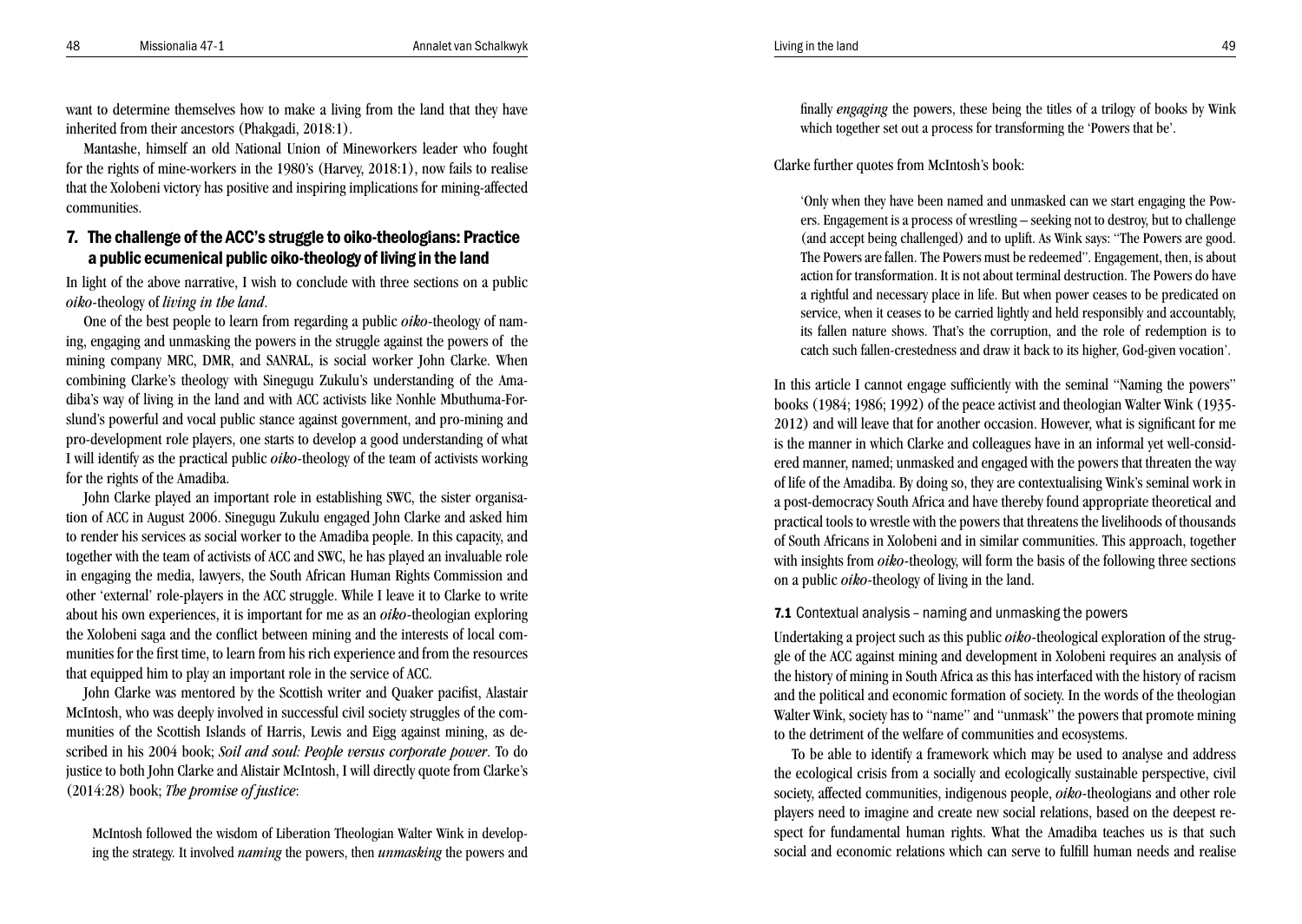want to determine themselves how to make a living from the land that they have inherited from their ancestors (Phakgadi, 2018:1).

Mantashe, himself an old National Union of Mineworkers leader who fought for the rights of mine-workers in the 1980's (Harvey, 2018:1), now fails to realise that the Xolobeni victory has positive and inspiring implications for mining-affected communities.

## 7. The challenge of the ACC's struggle to oiko-theologians: Practice a public ecumenical public oiko-theology of living in the land

In light of the above narrative, I wish to conclude with three sections on a public *oiko*-theology of *living in the land*.

One of the best people to learn from regarding a public *oiko*-theology of naming, engaging and unmasking the powers in the struggle against the powers of the mining company MRC, DMR, and SANRAL, is social worker John Clarke. When combining Clarke's theology with Sinegugu Zukulu's understanding of the Amadiba's way of living in the land and with ACC activists like Nonhle Mbuthuma-Forslund's powerful and vocal public stance against government, and pro-mining and pro-development role players, one starts to develop a good understanding of what I will identify as the practical public *oiko*-theology of the team of activists working for the rights of the Amadiba.

John Clarke played an important role in establishing SWC, the sister organisation of ACC in August 2006. Sinegugu Zukulu engaged John Clarke and asked him to render his services as social worker to the Amadiba people. In this capacity, and together with the team of activists of ACC and SWC, he has played an invaluable role in engaging the media, lawyers, the South African Human Rights Commission and other 'external' role-players in the ACC struggle. While I leave it to Clarke to write about his own experiences, it is important for me as an *oiko*-theologian exploring the Xolobeni saga and the conflict between mining and the interests of local communities for the first time, to learn from his rich experience and from the resources that equipped him to play an important role in the service of ACC.

John Clarke was mentored by the Scottish writer and Quaker pacifist, Alastair McIntosh, who was deeply involved in successful civil society struggles of the communities of the Scottish Islands of Harris, Lewis and Eigg against mining, as described in his 2004 book; *Soil and soul: People versus corporate power*. To do justice to both John Clarke and Alistair McIntosh, I will directly quote from Clarke's (2014:28) book; *The promise of justice*:

> McIntosh followed the wisdom of Liberation Theologian Walter Wink in developing the strategy. It involved *naming* the powers, then *unmasking* the powers and finally *engaging* the powers, these being the titles of a trilogy of books by Wink which together set out a process for transforming the 'Powers that be'.

Clarke further quotes from McIntosh's book:

> 'Only when they have been named and unmasked can we start engaging the Powers. Engagement is a process of wrestling – seeking not to destroy, but to challenge (and accept being challenged) and to uplift. As Wink says: "The Powers are good. The Powers are fallen. The Powers must be redeemed". Engagement, then, is about action for transformation. It is not about terminal destruction. The Powers do have a rightful and necessary place in life. But when power ceases to be predicated on service, when it ceases to be carried lightly and held responsibly and accountably, its fallen nature shows. That's the corruption, and the role of redemption is to catch such fallen-crestedness and draw it back to its higher, God-given vocation'.

In this article I cannot engage sufficiently with the seminal "Naming the powers" books (1984; 1986; 1992) of the peace activist and theologian Walter Wink (1935-2012) and will leave that for another occasion. However, what is significant for me is the manner in which Clarke and colleagues have in an informal yet well-considered manner, named; unmasked and engaged with the powers that threaten the way of life of the Amadiba. By doing so, they are contextualising Wink's seminal work in a post-democracy South Africa and have thereby found appropriate theoretical and practical tools to wrestle with the powers that threatens the livelihoods of thousands of South Africans in Xolobeni and in similar communities. This approach, together with insights from *oiko*-theology, will form the basis of the following three sections on a public *oiko*-theology of living in the land.

### 7.1 Contextual analysis – naming and unmasking the powers

Undertaking a project such as this public *oiko*-theological exploration of the struggle of the ACC against mining and development in Xolobeni requires an analysis of the history of mining in South Africa as this has interfaced with the history of racism and the political and economic formation of society. In the words of the theologian Walter Wink, society has to "name" and "unmask" the powers that promote mining to the detriment of the welfare of communities and ecosystems.

To be able to identify a framework which may be used to analyse and address the ecological crisis from a socially and ecologically sustainable perspective, civil society, affected communities, indigenous people, *oiko*-theologians and other role players need to imagine and create new social relations, based on the deepest respect for fundamental human rights. What the Amadiba teaches us is that such social and economic relations which can serve to fulfill human needs and realise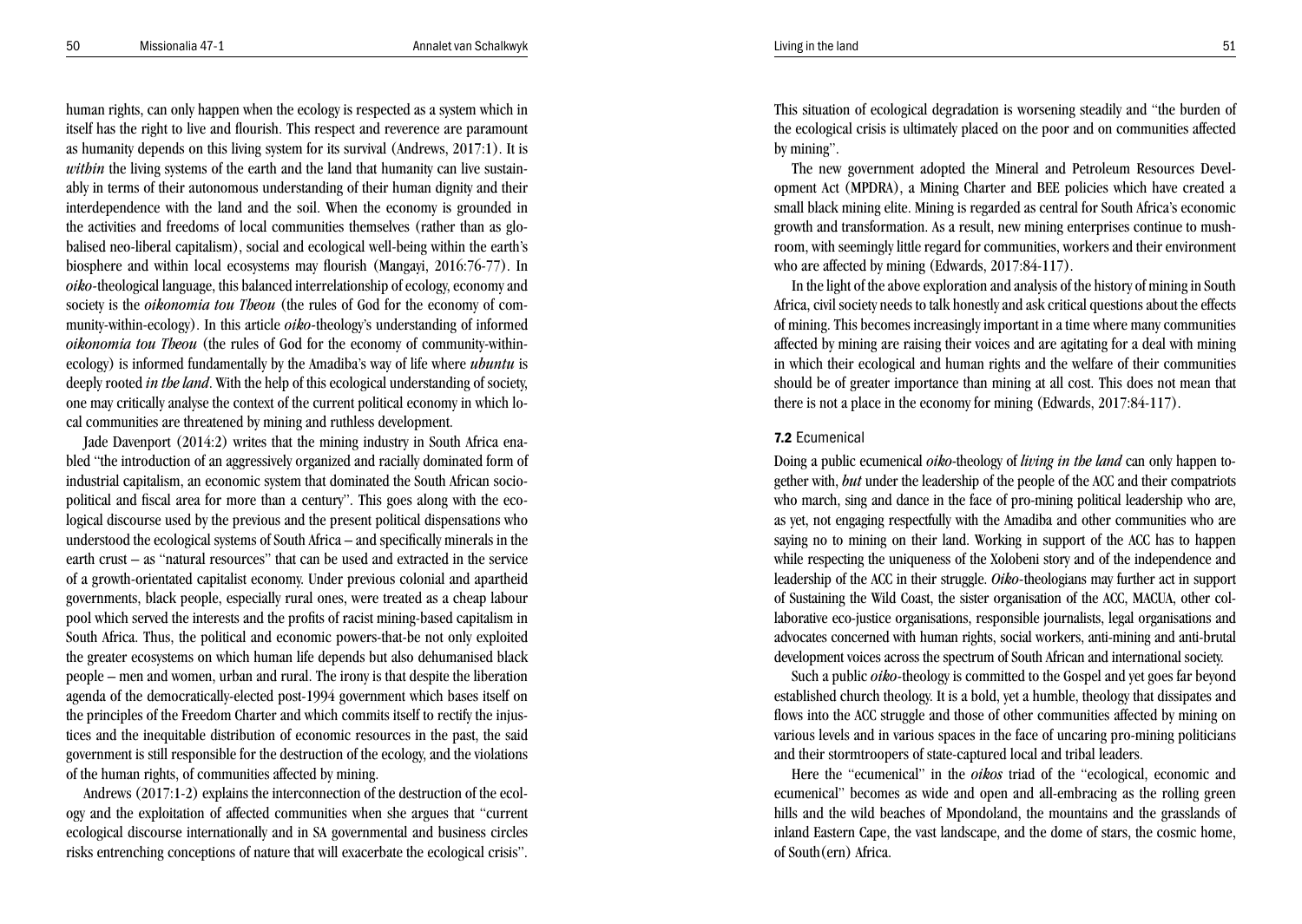human rights, can only happen when the ecology is respected as a system which in itself has the right to live and flourish. This respect and reverence are paramount as humanity depends on this living system for its survival (Andrews, 2017:1). It is *within* the living systems of the earth and the land that humanity can live sustainably in terms of their autonomous understanding of their human dignity and their interdependence with the land and the soil. When the economy is grounded in the activities and freedoms of local communities themselves (rather than as globalised neo-liberal capitalism), social and ecological well-being within the earth's biosphere and within local ecosystems may flourish (Mangayi, 2016:76-77). In *oiko*-theological language, this balanced interrelationship of ecology, economy and society is the *oikonomia tou Theou* (the rules of God for the economy of community-within-ecology). In this article *oiko*-theology's understanding of informed *oikonomia tou Theou* (the rules of God for the economy of community-within-ecology) is informed fundamentally by the Amadiba's way of life where *ubuntu* is deeply rooted *in the land*. With the help of this ecological understanding of society, one may critically analyse the context of the current political economy in which local communities are threatened by mining and ruthless development.

Jade Davenport (2014:2) writes that the mining industry in South Africa enabled "the introduction of an aggressively organized and racially dominated form of industrial capitalism, an economic system that dominated the South African socio-political and fiscal area for more than a century". This goes along with the ecological discourse used by the previous and the present political dispensations who understood the ecological systems of South Africa – and specifically minerals in the earth crust – as "natural resources" that can be used and extracted in the service of a growth-orientated capitalist economy. Under previous colonial and apartheid governments, black people, especially rural ones, were treated as a cheap labour pool which served the interests and the profits of racist mining-based capitalism in South Africa. Thus, the political and economic powers-that-be not only exploited the greater ecosystems on which human life depends but also dehumanised black people – men and women, urban and rural. The irony is that despite the liberation agenda of the democratically-elected post-1994 government which bases itself on the principles of the Freedom Charter and which commits itself to rectify the injustices and the inequitable distribution of economic resources in the past, the said government is still responsible for the destruction of the ecology, and the violations of the human rights, of communities affected by mining.

Andrews (2017:1-2) explains the interconnection of the destruction of the ecology and the exploitation of affected communities when she argues that "current ecological discourse internationally and in SA governmental and business circles risks entrenching conceptions of nature that will exacerbate the ecological crisis". This situation of ecological degradation is worsening steadily and "the burden of the ecological crisis is ultimately placed on the poor and on communities affected by mining".

The new government adopted the Mineral and Petroleum Resources Development Act (MPDRA), a Mining Charter and BEE policies which have created a small black mining elite. Mining is regarded as central for South Africa's economic growth and transformation. As a result, new mining enterprises continue to mushroom, with seemingly little regard for communities, workers and their environment who are affected by mining (Edwards, 2017:84-117).

In the light of the above exploration and analysis of the history of mining in South Africa, civil society needs to talk honestly and ask critical questions about the effects of mining. This becomes increasingly important in a time where many communities affected by mining are raising their voices and are agitating for a deal with mining in which their ecological and human rights and the welfare of their communities should be of greater importance than mining at all cost. This does not mean that there is not a place in the economy for mining (Edwards, 2017:84-117).

### 7.2 Ecumenical

Doing a public ecumenical *oiko*-theology of *living in the land* can only happen together with, *but* under the leadership of the people of the ACC and their compatriots who march, sing and dance in the face of pro-mining political leadership who are, as yet, not engaging respectfully with the Amadiba and other communities who are saying no to mining on their land. Working in support of the ACC has to happen while respecting the uniqueness of the Xolobeni story and of the independence and leadership of the ACC in their struggle. *Oiko*-theologians may further act in support of Sustaining the Wild Coast, the sister organisation of the ACC, MACUA, other collaborative eco-justice organisations, responsible journalists, legal organisations and advocates concerned with human rights, social workers, anti-mining and anti-brutal development voices across the spectrum of South African and international society.

Such a public *oiko*-theology is committed to the Gospel and yet goes far beyond established church theology. It is a bold, yet a humble, theology that dissipates and flows into the ACC struggle and those of other communities affected by mining on various levels and in various spaces in the face of uncaring pro-mining politicians and their stormtroopers of state-captured local and tribal leaders.

Here the "ecumenical" in the *oikos* triad of the "ecological, economic and ecumenical" becomes as wide and open and all-embracing as the rolling green hills and the wild beaches of Mpondoland, the mountains and the grasslands of inland Eastern Cape, the vast landscape, and the dome of stars, the cosmic home, of South(ern) Africa.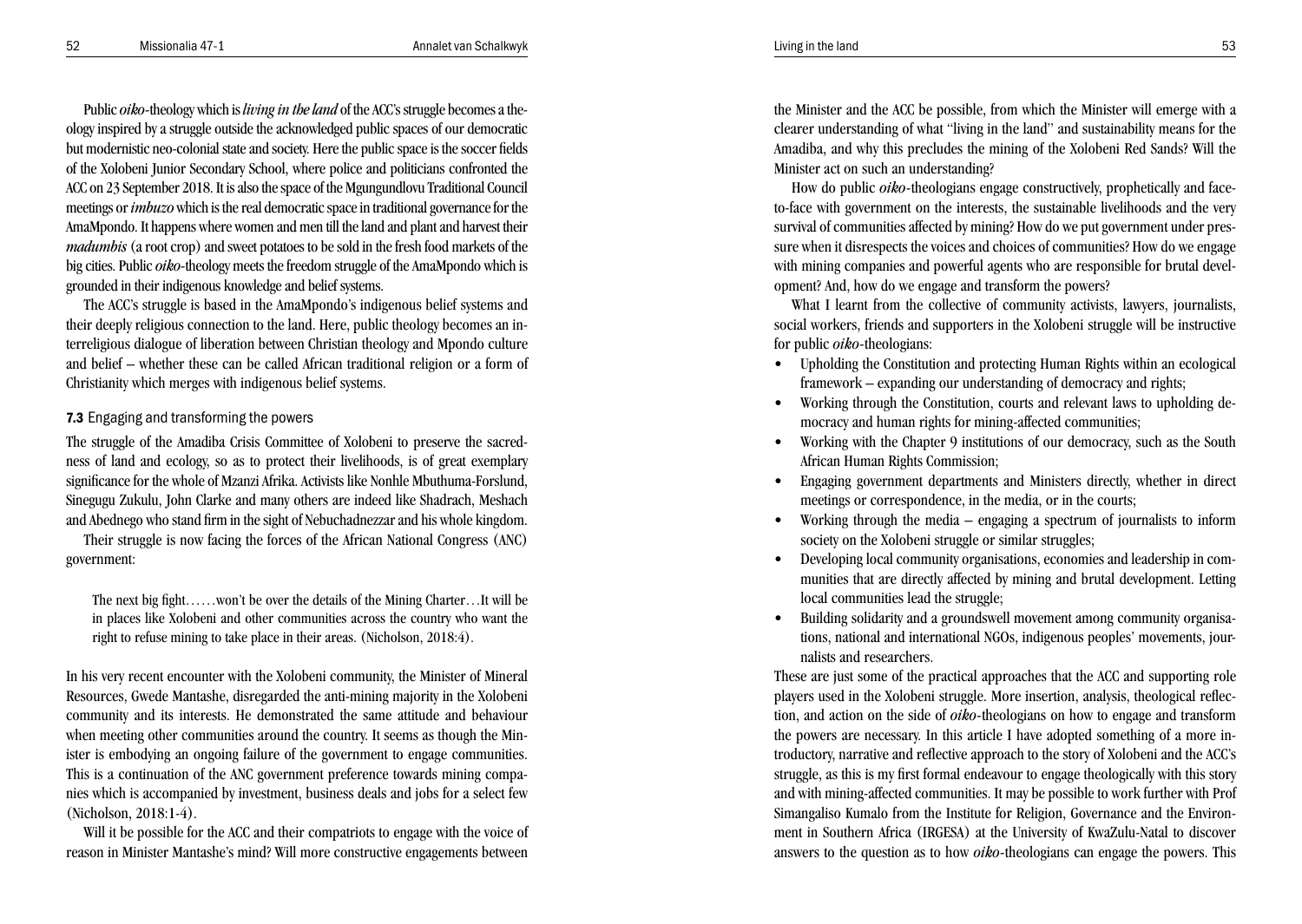Public *oiko*-theology which is *living in the land* of the ACC's struggle becomes a theology inspired by a struggle outside the acknowledged public spaces of our democratic but modernistic neo-colonial state and society. Here the public space is the soccer fields of the Xolobeni Junior Secondary School, where police and politicians confronted the ACC on 23 September 2018. It is also the space of the Mgungundlovu Traditional Council meetings or *imbuzo* which is the real democratic space in traditional governance for the AmaMpondo. It happens where women and men till the land and plant and harvest their *madumbis* (a root crop) and sweet potatoes to be sold in the fresh food markets of the big cities. Public *oiko*-theology meets the freedom struggle of the AmaMpondo which is grounded in their indigenous knowledge and belief systems.

The ACC's struggle is based in the AmaMpondo's indigenous belief systems and their deeply religious connection to the land. Here, public theology becomes an interreligious dialogue of liberation between Christian theology and Mpondo culture and belief – whether these can be called African traditional religion or a form of Christianity which merges with indigenous belief systems.

### 7.3 Engaging and transforming the powers

The struggle of the Amadiba Crisis Committee of Xolobeni to preserve the sacredness of land and ecology, so as to protect their livelihoods, is of great exemplary significance for the whole of Mzanzi Afrika. Activists like Nonhle Mbuthuma-Forslund, Sinegugu Zukulu, John Clarke and many others are indeed like Shadrach, Meshach and Abednego who stand firm in the sight of Nebuchadnezzar and his whole kingdom.

Their struggle is now facing the forces of the African National Congress (ANC) government:

> The next big fight……won't be over the details of the Mining Charter…It will be in places like Xolobeni and other communities across the country who want the right to refuse mining to take place in their areas. (Nicholson, 2018:4).

In his very recent encounter with the Xolobeni community, the Minister of Mineral Resources, Gwede Mantashe, disregarded the anti-mining majority in the Xolobeni community and its interests. He demonstrated the same attitude and behaviour when meeting other communities around the country. It seems as though the Minister is embodying an ongoing failure of the government to engage communities. This is a continuation of the ANC government preference towards mining companies which is accompanied by investment, business deals and jobs for a select few (Nicholson, 2018:1-4).

Will it be possible for the ACC and their compatriots to engage with the voice of reason in Minister Mantashe's mind? Will more constructive engagements between the Minister and the ACC be possible, from which the Minister will emerge with a clearer understanding of what "living in the land" and sustainability means for the Amadiba, and why this precludes the mining of the Xolobeni Red Sands? Will the Minister act on such an understanding?

How do public *oiko*-theologians engage constructively, prophetically and face-to-face with government on the interests, the sustainable livelihoods and the very survival of communities affected by mining? How do we put government under pressure when it disrespects the voices and choices of communities? How do we engage with mining companies and powerful agents who are responsible for brutal development? And, how do we engage and transform the powers?

What I learnt from the collective of community activists, lawyers, journalists, social workers, friends and supporters in the Xolobeni struggle will be instructive for public *oiko*-theologians:

- Upholding the Constitution and protecting Human Rights within an ecological framework – expanding our understanding of democracy and rights;
- Working through the Constitution, courts and relevant laws to upholding democracy and human rights for mining-affected communities;
- Working with the Chapter 9 institutions of our democracy, such as the South African Human Rights Commission;
- Engaging government departments and Ministers directly, whether in direct meetings or correspondence, in the media, or in the courts;
- Working through the media – engaging a spectrum of journalists to inform society on the Xolobeni struggle or similar struggles;
- Developing local community organisations, economies and leadership in communities that are directly affected by mining and brutal development. Letting local communities lead the struggle;
- Building solidarity and a groundswell movement among community organisations, national and international NGOs, indigenous peoples' movements, journalists and researchers.

These are just some of the practical approaches that the ACC and supporting role players used in the Xolobeni struggle. More insertion, analysis, theological reflection, and action on the side of *oiko*-theologians on how to engage and transform the powers are necessary. In this article I have adopted something of a more introductory, narrative and reflective approach to the story of Xolobeni and the ACC's struggle, as this is my first formal endeavour to engage theologically with this story and with mining-affected communities. It may be possible to work further with Prof Simangaliso Kumalo from the Institute for Religion, Governance and the Environment in Southern Africa (IRGESA) at the University of KwaZulu-Natal to discover answers to the question as to how *oiko*-theologians can engage the powers. This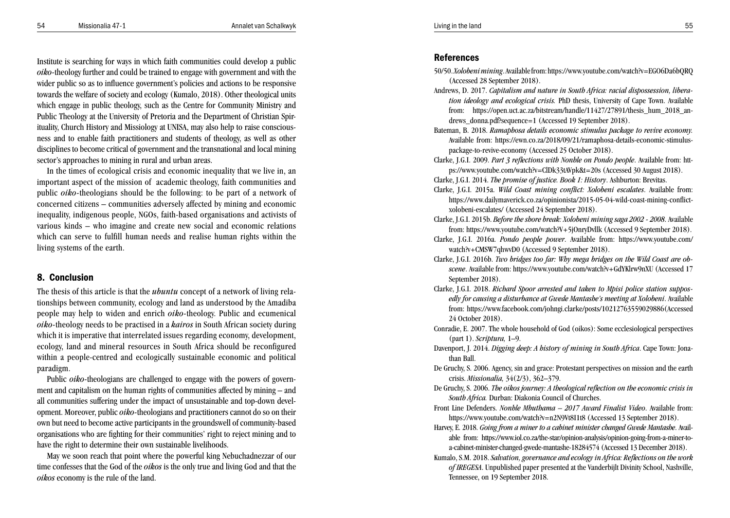Institute is searching for ways in which faith communities could develop a public *oiko*-theology further and could be trained to engage with government and with the wider public so as to influence government's policies and actions to be responsive towards the welfare of society and ecology (Kumalo, 2018). Other theological units which engage in public theology, such as the Centre for Community Ministry and Public Theology at the University of Pretoria and the Department of Christian Spirituality, Church History and Missiology at UNISA, may also help to raise consciousness and to enable faith practitioners and students of theology, as well as other disciplines to become critical of government and the transnational and local mining sector's approaches to mining in rural and urban areas.

In the times of ecological crisis and economic inequality that we live in, an important aspect of the mission of academic theology, faith communities and public *oiko*-theologians should be the following: to be part of a network of concerned citizens – communities adversely affected by mining and economic inequality, indigenous people, NGOs, faith-based organisations and activists of various kinds – who imagine and create new social and economic relations which can serve to fulfill human needs and realise human rights within the living systems of the earth.

## 8. Conclusion

The thesis of this article is that the *ubuntu* concept of a network of living relationships between community, ecology and land as understood by the Amadiba people may help to widen and enrich *oiko*-theology. Public and ecumenical *oiko*-theology needs to be practised in a *kairos* in South African society during which it is imperative that interrelated issues regarding economy, development, ecology, land and mineral resources in South Africa should be reconfigured within a people-centred and ecologically sustainable economic and political paradigm.

Public *oiko*-theologians are challenged to engage with the powers of government and capitalism on the human rights of communities affected by mining – and all communities suffering under the impact of unsustainable and top-down development. Moreover, public *oiko*-theologians and practitioners cannot do so on their own but need to become active participants in the groundswell of community-based organisations who are fighting for their communities' right to reject mining and to have the right to determine their own sustainable livelihoods.

May we soon reach that point where the powerful king Nebuchadnezzar of our time confesses that the God of the *oikos* is the only true and living God and that the *oikos* economy is the rule of the land.

## References

50/50. *Xolobeni mining*. Available from: https://www.youtube.com/watch?v=EGO6Da6bQRQ (Accessed 28 September 2018).

Andrews, D. 2017. *Capitalism and nature in South Africa: racial dispossession, liberation ideology and ecological crisis.* PhD thesis, University of Cape Town. Available from: https://open.uct.ac.za/bitstream/handle/11427/27891/thesis_hum_2018_andrews_donna.pdf?sequence=1 (Accessed 19 September 2018).

Bateman, B. 2018. *Ramaphosa details economic stimulus package to revive economy.* Available from: https://ewn.co.za/2018/09/21/ramaphosa-details-economic-stimulus-package-to-revive-economy (Accessed 25 October 2018).

Clarke, J.G.I. 2009. *Part 3 reflections with Nonhle on Pondo people*. Available from: https://www.youtube.com/watch?v=ClDk33tAVpk&t=20s (Accessed 30 August 2018).

Clarke, J.G.I. 2014. *The promise of justice. Book 1: History*. Ashburton: Brevitas.

Clarke, J.G.I. 2015a. *Wild Coast mining conflict: Xolobeni escalates*. Available from: https://www.dailymaverick.co.za/opinionista/2015-05-04-wild-coast-mining-conflict-xolobeni-escalates/ (Accessed 24 September 2018).

Clarke, J.G.I. 2015b. *Before the shore break: Xolobeni mining saga 2002 - 2008*. Available from: https://www.youtube.com/watch?V+5jOnryDvllk (Accessed 9 September 2018).

Clarke, J.G.I. 2016a. *Pondo people power*. Available from: https://www.youtube.com/watch?v+CMSW7qhwvD0 (Accessed 9 September 2018).

Clarke, J.G.I. 2016b. *Two bridges too far: Why mega bridges on the Wild Coast are obscene*. Available from: https://www.youtube.com/watch?v+GdYKlrw9nXU (Accessed 17 September 2018).

Clarke, J.G.I. 2018. *Richard Spoor arrested and taken to Mpisi police station supposedly for causing a disturbance at Gwede Mantashe's meeting at Xolobeni*. Available from: https://www.facebook.com/johngi.clarke/posts/10212763559029886(Accessed 24 October 2018).

Conradie, E. 2007. The whole household of God (oikos): Some ecclesiological perspectives (part 1). *Scriptura,* 1–9.

Davenport, J. 2014. *Digging deep: A history of mining in South Africa*. Cape Town: Jonathan Ball.

De Gruchy, S. 2006. Agency, sin and grace: Protestant perspectives on mission and the earth crisis. *Missionalia,* 34(2/3), 362–379.

De Gruchy, S. 2006. *The oikos journey: A theological reflection on the economic crisis in South Africa.* Durban: Diakonia Council of Churches.

Front Line Defenders. *Nonhle Mbuthuma – 2017 Award Finalist Video*. Available from: https://www.youtube.com/watch?v=n2N9Vt8I1t8 (Accessed 13 September 2018).

Harvey, E. 2018. *Going from a miner to a cabinet minister changed Gwede Mantashe*. Available from: https://www.iol.co.za/the-star/opinion-analysis/opinion-going-from-a-miner-to-a-cabinet-minister-changed-gwede-mantashe-18284574 (Accessed 13 December 2018).

Kumalo, S.M. 2018. *Salvation, governance and ecology in Africa: Reflections on the work of IREGESA*. Unpublished paper presented at the Vanderbijlt Divinity School, Nashville, Tennessee, on 19 September 2018.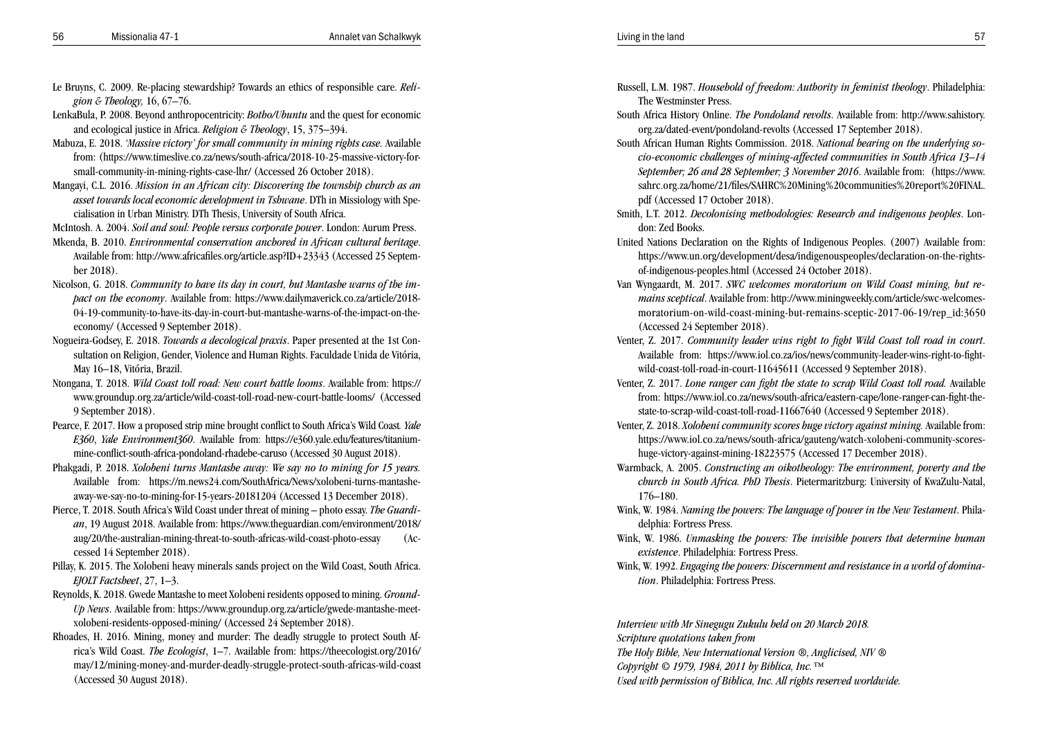Le Bruyns, C. 2009. Re-placing stewardship? Towards an ethics of responsible care. *Religion & Theology,* 16, 67–76.

LenkaBula, P. 2008. Beyond anthropocentricity: *Botho/Ubuntu* and the quest for economic and ecological justice in Africa. *Religion & Theology*, 15, 375–394.

Mabuza, E. 2018. *'Massive victory' for small community in mining rights case.* Available from: (https://www.timeslive.co.za/news/south-africa/2018-10-25-massive-victory-for-small-community-in-mining-rights-case-lhr/ (Accessed 26 October 2018).

Mangayi, C.L. 2016. *Mission in an African city: Discovering the township church as an asset towards local economic development in Tshwane*. DTh in Missiology with Specialisation in Urban Ministry. DTh Thesis, University of South Africa.

McIntosh. A. 2004. *Soil and soul: People versus corporate power*. London: Aurum Press.

Mkenda, B. 2010. *Environmental conservation anchored in African cultural heritage*. Available from: http://www.africafiles.org/article.asp?ID+23343 (Accessed 25 September 2018).

Nicolson, G. 2018. *Community to have its day in court, but Mantashe warns of the impact on the economy*. Available from: https://www.dailymaverick.co.za/article/2018-04-19-community-to-have-its-day-in-court-but-mantashe-warns-of-the-impact-on-the-economy/ (Accessed 9 September 2018).

Nogueira-Godsey, E. 2018. *Towards a decological praxis*. Paper presented at the 1st Consultation on Religion, Gender, Violence and Human Rights. Faculdade Unida de Vitória, May 16–18, Vitória, Brazil.

Ntongana, T. 2018. *Wild Coast toll road: New court battle looms*. Available from: https://www.groundup.org.za/article/wild-coast-toll-road-new-court-battle-looms/ (Accessed 9 September 2018).

Pearce, F. 2017. How a proposed strip mine brought conflict to South Africa's Wild Coast. *Yale E360*, *Yale Environment360*. Available from: https://e360.yale.edu/features/titanium-mine-conflict-south-africa-pondoland-rhadebe-caruso (Accessed 30 August 2018).

Phakgadi, P. 2018. *Xolobeni turns Mantashe away: We say no to mining for 15 years.* Available from: https://m.news24.com/SouthAfrica/News/xolobeni-turns-mantashe-away-we-say-no-to-mining-for-15-years-20181204 (Accessed 13 December 2018).

Pierce, T. 2018. South Africa's Wild Coast under threat of mining – photo essay. *The Guardian*, 19 August 2018. Available from: https://www.theguardian.com/environment/2018/aug/20/the-australian-mining-threat-to-south-africas-wild-coast-photo-essay (Accessed 14 September 2018).

Pillay, K. 2015. The Xolobeni heavy minerals sands project on the Wild Coast, South Africa. *EJOLT Factsheet*, 27, 1–3.

Reynolds, K. 2018. Gwede Mantashe to meet Xolobeni residents opposed to mining. *GroundUp News*. Available from: https://www.groundup.org.za/article/gwede-mantashe-meet-xolobeni-residents-opposed-mining/ (Accessed 24 September 2018).

Rhoades, H. 2016. Mining, money and murder: The deadly struggle to protect South Africa's Wild Coast. *The Ecologist*, 1–7. Available from: https://theecologist.org/2016/may/12/mining-money-and-murder-deadly-struggle-protect-south-africas-wild-coast (Accessed 30 August 2018).

Russell, L.M. 1987. *Household of freedom: Authority in feminist theology*. Philadelphia: The Westminster Press.

South Africa History Online. *The Pondoland revolts*. Available from: http://www.sahistory.org.za/dated-event/pondoland-revolts (Accessed 17 September 2018).

South African Human Rights Commission. 2018. *National hearing on the underlying socio-economic challenges of mining-affected communities in South Africa 13–14 September; 26 and 28 September; 3 November 2016*. Available from: (https://www.sahrc.org.za/home/21/files/SAHRC%20Mining%20communities%20report%20FINAL.pdf (Accessed 17 October 2018).

Smith, L.T. 2012. *Decolonising methodologies: Research and indigenous peoples*. London: Zed Books.

United Nations Declaration on the Rights of Indigenous Peoples. (2007) Available from: https://www.un.org/development/desa/indigenouspeoples/declaration-on-the-rights-of-indigenous-peoples.html (Accessed 24 October 2018).

Van Wyngaardt, M. 2017. *SWC welcomes moratorium on Wild Coast mining, but remains sceptical*. Available from: http://www.miningweekly.com/article/swc-welcomes-moratorium-on-wild-coast-mining-but-remains-sceptic-2017-06-19/rep_id:3650 (Accessed 24 September 2018).

Venter, Z. 2017. *Community leader wins right to fight Wild Coast toll road in court*. Available from: https://www.iol.co.za/ios/news/community-leader-wins-right-to-fight-wild-coast-toll-road-in-court-11645611 (Accessed 9 September 2018).

Venter, Z. 2017. *Lone ranger can fight the state to scrap Wild Coast toll road.* Available from: https://www.iol.co.za/news/south-africa/eastern-cape/lone-ranger-can-fight-the-state-to-scrap-wild-coast-toll-road-11667640 (Accessed 9 September 2018).

Venter, Z. 2018. *Xolobeni community scores huge victory against mining.* Available from: https://www.iol.co.za/news/south-africa/gauteng/watch-xolobeni-community-scores-huge-victory-against-mining-18223575 (Accessed 17 December 2018).

Warmback, A. 2005. *Constructing an oikotheology: The environment, poverty and the church in South Africa. PhD Thesis*. Pietermaritzburg: University of KwaZulu-Natal, 176–180.

Wink, W. 1984. *Naming the powers: The language of power in the New Testament*. Philadelphia: Fortress Press.

Wink, W. 1986. *Unmasking the powers: The invisible powers that determine human existence*. Philadelphia: Fortress Press.

Wink, W. 1992. *Engaging the powers: Discernment and resistance in a world of domination*. Philadelphia: Fortress Press.

*Interview with Mr Sinegugu Zukulu held on 20 March 2018.*
*Scripture quotations taken from*
*The Holy Bible, New International Version ®, Anglicised, NIV ®*
*Copyright © 1979, 1984, 2011 by Biblica, Inc.™*
*Used with permission of Biblica, Inc. All rights reserved worldwide.*